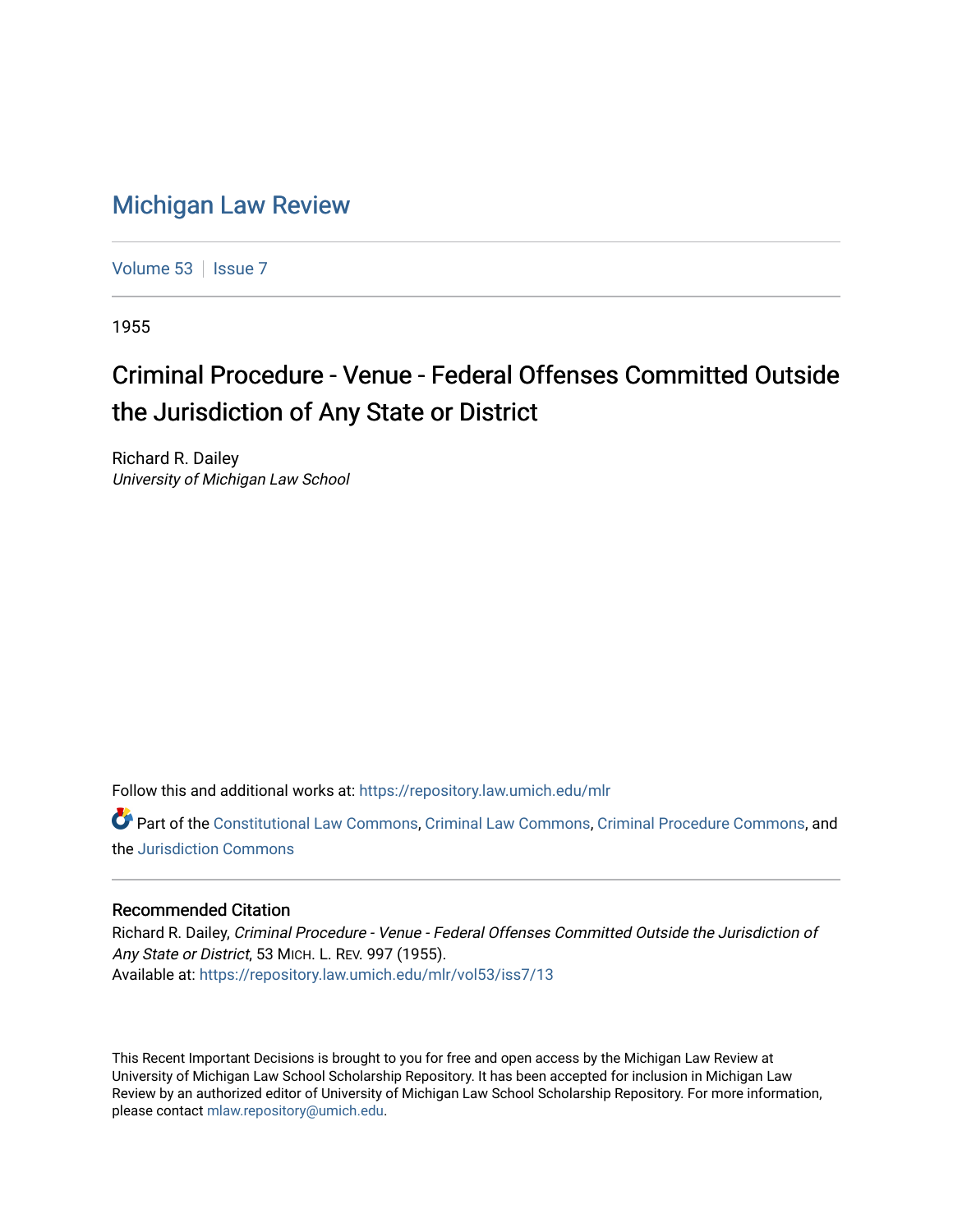# Michigan Law Review

Volume 53 | Issue 7

1955

## Criminal Procedure - Venue - Federal Offenses Committed Outside the Jurisdiction of Any State or District

Richard R. Dailey
*University of Michigan Law School*

Follow this and additional works at: https://repository.law.umich.edu/mlr

Part of the Constitutional Law Commons, Criminal Law Commons, Criminal Procedure Commons, and the Jurisdiction Commons

### Recommended Citation

Richard R. Dailey, *Criminal Procedure - Venue - Federal Offenses Committed Outside the Jurisdiction of Any State or District*, 53 MICH. L. REV. 997 (1955).
Available at: https://repository.law.umich.edu/mlr/vol53/iss7/13

This Recent Important Decisions is brought to you for free and open access by the Michigan Law Review at University of Michigan Law School Scholarship Repository. It has been accepted for inclusion in Michigan Law Review by an authorized editor of University of Michigan Law School Scholarship Repository. For more information, please contact mlaw.repository@umich.edu.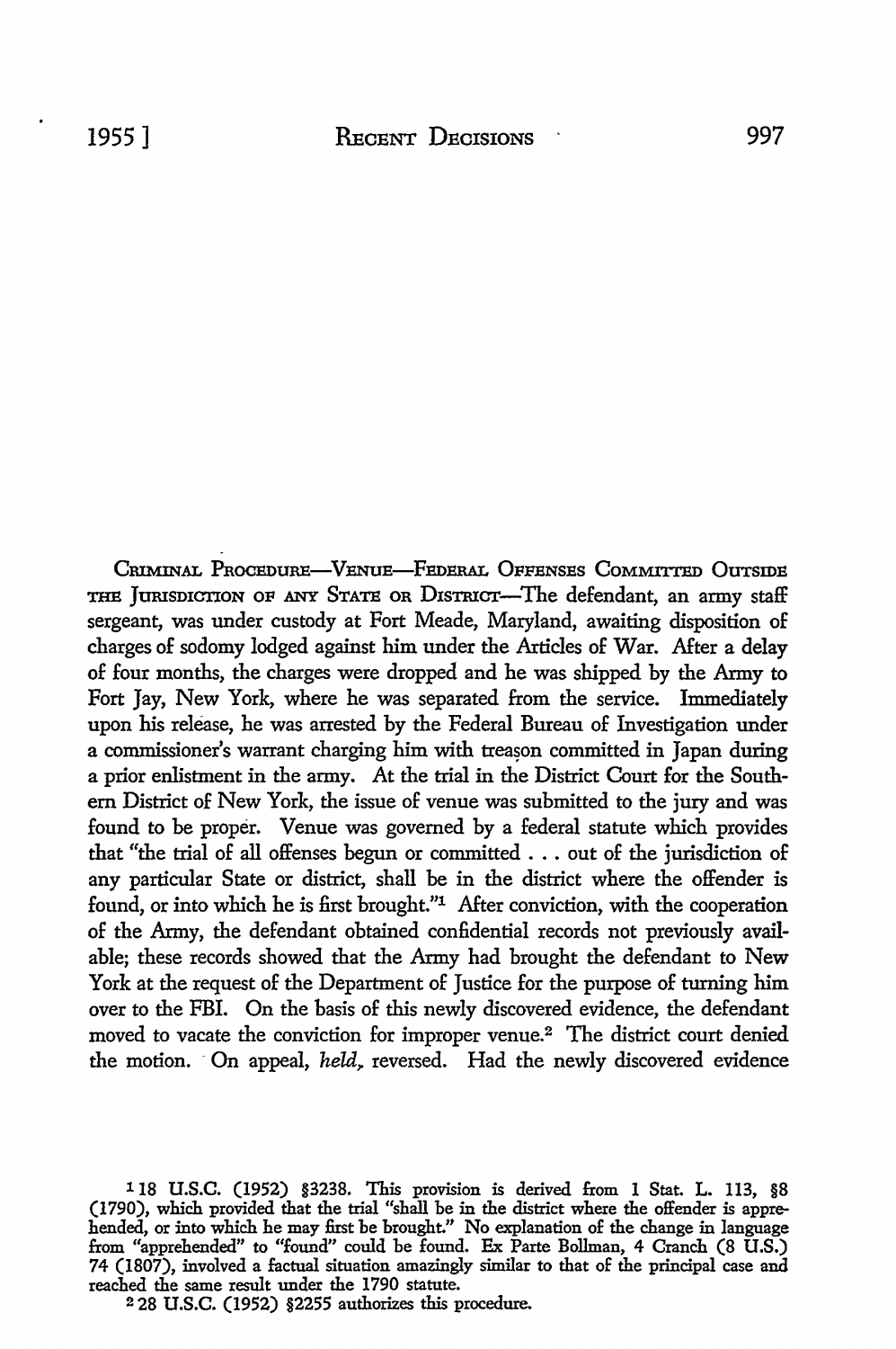CRIMINAL PROCEDURE—VENUE—FEDERAL OFFENSES COMMITTED OUTSIDE THE JURISDICTION OF ANY STATE OR DISTRICT—The defendant, an army staff sergeant, was under custody at Fort Meade, Maryland, awaiting disposition of charges of sodomy lodged against him under the Articles of War. After a delay of four months, the charges were dropped and he was shipped by the Army to Fort Jay, New York, where he was separated from the service. Immediately upon his release, he was arrested by the Federal Bureau of Investigation under a commissioner's warrant charging him with treason committed in Japan during a prior enlistment in the army. At the trial in the District Court for the Southern District of New York, the issue of venue was submitted to the jury and was found to be proper. Venue was governed by a federal statute which provides that "the trial of all offenses begun or committed . . . out of the jurisdiction of any particular State or district, shall be in the district where the offender is found, or into which he is first brought."[1] After conviction, with the cooperation of the Army, the defendant obtained confidential records not previously available; these records showed that the Army had brought the defendant to New York at the request of the Department of Justice for the purpose of turning him over to the FBI. On the basis of this newly discovered evidence, the defendant moved to vacate the conviction for improper venue.[2] The district court denied the motion. On appeal, *held*, reversed. Had the newly discovered evidence

---

[1] 18 U.S.C. (1952) §3238. This provision is derived from 1 Stat. L. 113, §8 (1790), which provided that the trial "shall be in the district where the offender is apprehended, or into which he may first be brought." No explanation of the change in language from "apprehended" to "found" could be found. Ex Parte Bollman, 4 Cranch (8 U.S.) 74 (1807), involved a factual situation amazingly similar to that of the principal case and reached the same result under the 1790 statute.

[2] 28 U.S.C. (1952) §2255 authorizes this procedure.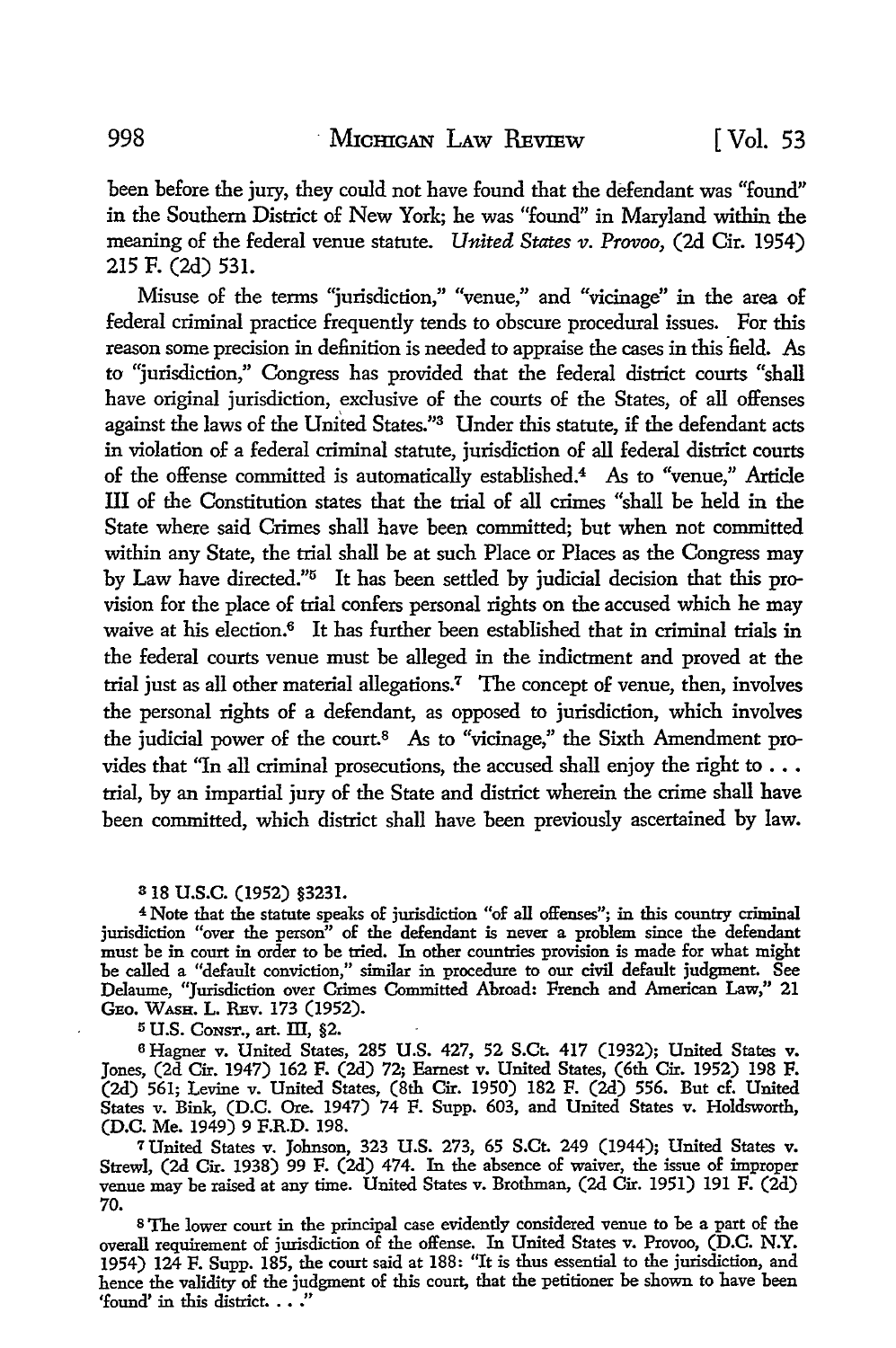been before the jury, they could not have found that the defendant was "found" in the Southern District of New York; he was "found" in Maryland within the meaning of the federal venue statute. *United States v. Provoo,* (2d Cir. 1954) 215 F. (2d) 531.

Misuse of the terms "jurisdiction," "venue," and "vicinage" in the area of federal criminal practice frequently tends to obscure procedural issues. For this reason some precision in definition is needed to appraise the cases in this field. As to "jurisdiction," Congress has provided that the federal district courts "shall have original jurisdiction, exclusive of the courts of the States, of all offenses against the laws of the United States."[3] Under this statute, if the defendant acts in violation of a federal criminal statute, jurisdiction of all federal district courts of the offense committed is automatically established.[4] As to "venue," Article III of the Constitution states that the trial of all crimes "shall be held in the State where said Crimes shall have been committed; but when not committed within any State, the trial shall be at such Place or Places as the Congress may by Law have directed."[5] It has been settled by judicial decision that this provision for the place of trial confers personal rights on the accused which he may waive at his election.[6] It has further been established that in criminal trials in the federal courts venue must be alleged in the indictment and proved at the trial just as all other material allegations.[7] The concept of venue, then, involves the personal rights of a defendant, as opposed to jurisdiction, which involves the judicial power of the court.[8] As to "vicinage," the Sixth Amendment provides that "In all criminal prosecutions, the accused shall enjoy the right to . . . trial, by an impartial jury of the State and district wherein the crime shall have been committed, which district shall have been previously ascertained by law.

[3] 18 U.S.C. (1952) §3231.

[4] Note that the statute speaks of jurisdiction "of all offenses"; in this country criminal jurisdiction "over the person" of the defendant is never a problem since the defendant must be in court in order to be tried. In other countries provision is made for what might be called a "default conviction," similar in procedure to our civil default judgment. See Delaume, "Jurisdiction over Crimes Committed Abroad: French and American Law," 21 Geo. Wash. L. Rev. 173 (1952).

[5] U.S. Const., art. III, §2.

[6] Hagner v. United States, 285 U.S. 427, 52 S.Ct. 417 (1932); United States v. Jones, (2d Cir. 1947) 162 F. (2d) 72; Earnest v. United States, (6th Cir. 1952) 198 F. (2d) 561; Levine v. United States, (8th Cir. 1950) 182 F. (2d) 556. But cf. United States v. Bink, (D.C. Ore. 1947) 74 F. Supp. 603, and United States v. Holdsworth, (D.C. Me. 1949) 9 F.R.D. 198.

[7] United States v. Johnson, 323 U.S. 273, 65 S.Ct. 249 (1944); United States v. Strewl, (2d Cir. 1938) 99 F. (2d) 474. In the absence of waiver, the issue of improper venue may be raised at any time. United States v. Brothman, (2d Cir. 1951) 191 F. (2d) 70.

[8] The lower court in the principal case evidently considered venue to be a part of the overall requirement of jurisdiction of the offense. In United States v. Provoo, (D.C. N.Y. 1954) 124 F. Supp. 185, the court said at 188: "It is thus essential to the jurisdiction, and hence the validity of the judgment of this court, that the petitioner be shown to have been 'found' in this district. . . ."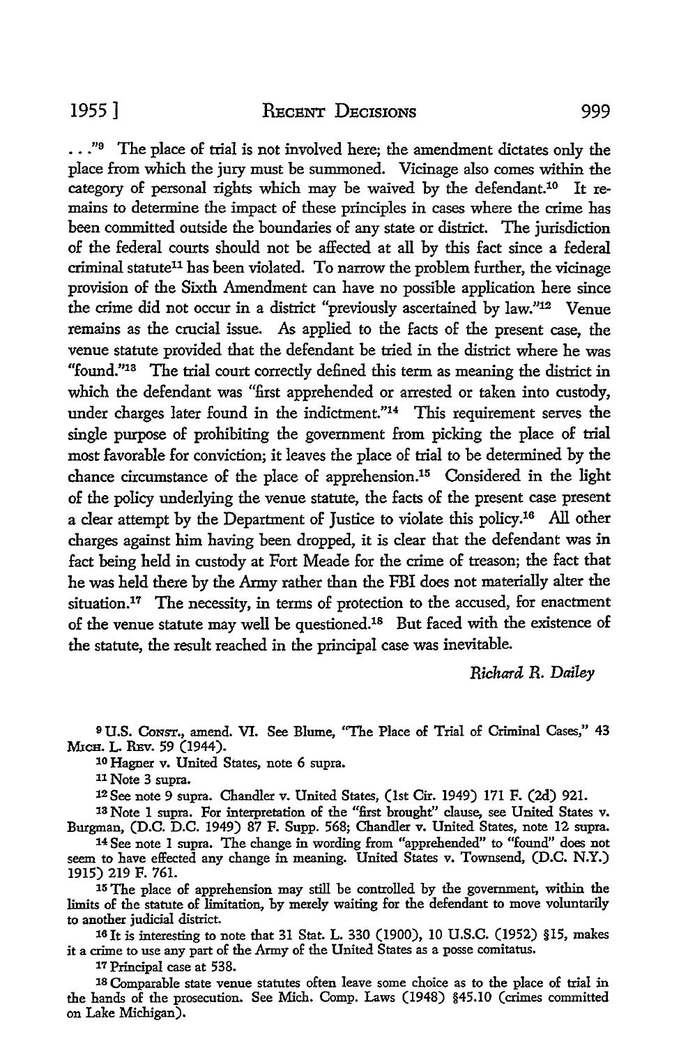. . ."[9] The place of trial is not involved here; the amendment dictates only the place from which the jury must be summoned. Vicinage also comes within the category of personal rights which may be waived by the defendant.[10] It remains to determine the impact of these principles in cases where the crime has been committed outside the boundaries of any state or district. The jurisdiction of the federal courts should not be affected at all by this fact since a federal criminal statute[11] has been violated. To narrow the problem further, the vicinage provision of the Sixth Amendment can have no possible application here since the crime did not occur in a district "previously ascertained by law."[12] Venue remains as the crucial issue. As applied to the facts of the present case, the venue statute provided that the defendant be tried in the district where he was "found."[13] The trial court correctly defined this term as meaning the district in which the defendant was "first apprehended or arrested or taken into custody, under charges later found in the indictment."[14] This requirement serves the single purpose of prohibiting the government from picking the place of trial most favorable for conviction; it leaves the place of trial to be determined by the chance circumstance of the place of apprehension.[15] Considered in the light of the policy underlying the venue statute, the facts of the present case present a clear attempt by the Department of Justice to violate this policy.[16] All other charges against him having been dropped, it is clear that the defendant was in fact being held in custody at Fort Meade for the crime of treason; the fact that he was held there by the Army rather than the FBI does not materially alter the situation.[17] The necessity, in terms of protection to the accused, for enactment of the venue statute may well be questioned.[18] But faced with the existence of the statute, the result reached in the principal case was inevitable.

*Richard R. Dailey*

---

[9] U.S. CONST., amend. VI. See Blume, "The Place of Trial of Criminal Cases," 43 MICH. L. REV. 59 (1944).

[10] Hagner v. United States, note 6 supra.

[11] Note 3 supra.

[12] See note 9 supra. Chandler v. United States, (1st Cir. 1949) 171 F. (2d) 921.

[13] Note 1 supra. For interpretation of the "first brought" clause, see United States v. Burgman, (D.C. D.C. 1949) 87 F. Supp. 568; Chandler v. United States, note 12 supra.

[14] See note 1 supra. The change in wording from "apprehended" to "found" does not seem to have effected any change in meaning. United States v. Townsend, (D.C. N.Y.) 1915) 219 F. 761.

[15] The place of apprehension may still be controlled by the government, within the limits of the statute of limitation, by merely waiting for the defendant to move voluntarily to another judicial district.

[16] It is interesting to note that 31 Stat. L. 330 (1900), 10 U.S.C. (1952) §15, makes it a crime to use any part of the Army of the United States as a posse comitatus.

[17] Principal case at 538.

[18] Comparable state venue statutes often leave some choice as to the place of trial in the hands of the prosecution. See Mich. Comp. Laws (1948) §45.10 (crimes committed on Lake Michigan).